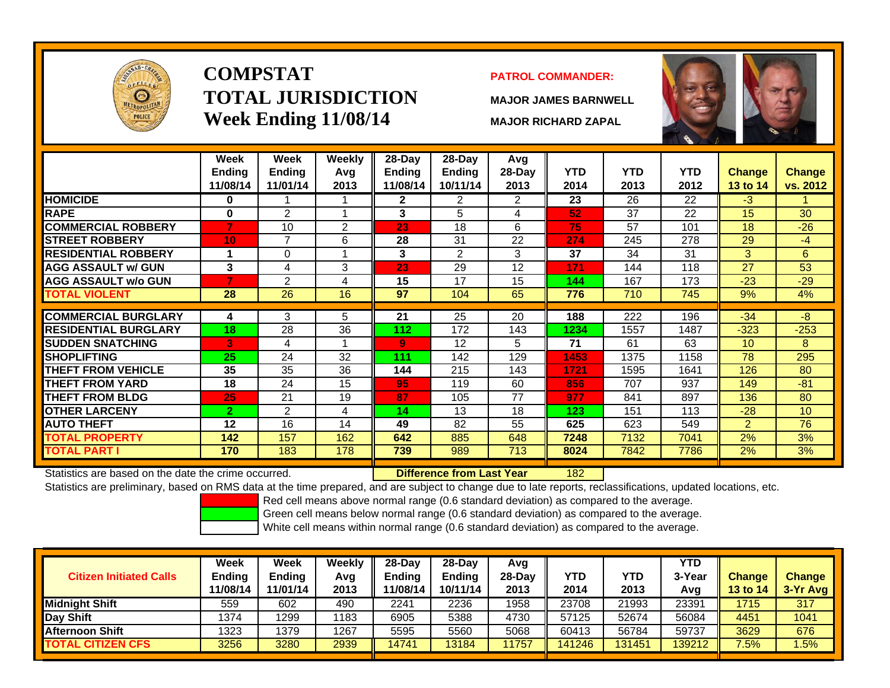# COMPSTAT
# TOTAL JURISDICTION
## Week Ending 11/08/14

**PATROL COMMANDER:**

**MAJOR JAMES BARNWELL**

**MAJOR RICHARD ZAPAL**

| | Week Ending 11/08/14 | Week Ending 11/01/14 | Weekly Avg 2013 | 28-Day Ending 11/08/14 | 28-Day Ending 10/11/14 | Avg 28-Day 2013 | YTD 2014 | YTD 2013 | YTD 2012 | Change 13 to 14 | Change vs. 2012 |
|---|---|---|---|---|---|---|---|---|---|---|---|
| HOMICIDE | 0 | 1 | 1 | 2 | 2 | 2 | 23 | 26 | 22 | -3 | 1 |
| RAPE | 0 | 2 | 1 | 3 | 5 | 4 | 52 | 37 | 22 | 15 | 30 |
| COMMERCIAL ROBBERY | 7 | 10 | 2 | 23 | 18 | 6 | 75 | 57 | 101 | 18 | -26 |
| STREET ROBBERY | 10 | 7 | 6 | 28 | 31 | 22 | 274 | 245 | 278 | 29 | -4 |
| RESIDENTIAL ROBBERY | 1 | 0 | 1 | 3 | 2 | 3 | 37 | 34 | 31 | 3 | 6 |
| AGG ASSAULT w/ GUN | 3 | 4 | 3 | 23 | 29 | 12 | 171 | 144 | 118 | 27 | 53 |
| AGG ASSAULT w/o GUN | 7 | 2 | 4 | 15 | 17 | 15 | 144 | 167 | 173 | -23 | -29 |
| TOTAL VIOLENT | 28 | 26 | 16 | 97 | 104 | 65 | 776 | 710 | 745 | 9% | 4% |
| COMMERCIAL BURGLARY | 4 | 3 | 5 | 21 | 25 | 20 | 188 | 222 | 196 | -34 | -8 |
| RESIDENTIAL BURGLARY | 18 | 28 | 36 | 112 | 172 | 143 | 1234 | 1557 | 1487 | -323 | -253 |
| SUDDEN SNATCHING | 3 | 4 | 1 | 9 | 12 | 5 | 71 | 61 | 63 | 10 | 8 |
| SHOPLIFTING | 25 | 24 | 32 | 111 | 142 | 129 | 1453 | 1375 | 1158 | 78 | 295 |
| THEFT FROM VEHICLE | 35 | 35 | 36 | 144 | 215 | 143 | 1721 | 1595 | 1641 | 126 | 80 |
| THEFT FROM YARD | 18 | 24 | 15 | 95 | 119 | 60 | 856 | 707 | 937 | 149 | -81 |
| THEFT FROM BLDG | 25 | 21 | 19 | 87 | 105 | 77 | 977 | 841 | 897 | 136 | 80 |
| OTHER LARCENY | 2 | 2 | 4 | 14 | 13 | 18 | 123 | 151 | 113 | -28 | 10 |
| AUTO THEFT | 12 | 16 | 14 | 49 | 82 | 55 | 625 | 623 | 549 | 2 | 76 |
| TOTAL PROPERTY | 142 | 157 | 162 | 642 | 885 | 648 | 7248 | 7132 | 7041 | 2% | 3% |
| TOTAL PART I | 170 | 183 | 178 | 739 | 989 | 713 | 8024 | 7842 | 7786 | 2% | 3% |

Statistics are based on the date the crime occurred. **Difference from Last Year** 182

Statistics are preliminary, based on RMS data at the time prepared, and are subject to change due to late reports, reclassifications, updated locations, etc.

Red cell means above normal range (0.6 standard deviation) as compared to the average.
Green cell means below normal range (0.6 standard deviation) as compared to the average.
White cell means within normal range (0.6 standard deviation) as compared to the average.

| Citizen Initiated Calls | Week Ending 11/08/14 | Week Ending 11/01/14 | Weekly Avg 2013 | 28-Day Ending 11/08/14 | 28-Day Ending 10/11/14 | Avg 28-Day 2013 | YTD 2014 | YTD 2013 | YTD 3-Year Avg | Change 13 to 14 | Change 3-Yr Avg |
|---|---|---|---|---|---|---|---|---|---|---|---|
| Midnight Shift | 559 | 602 | 490 | 2241 | 2236 | 1958 | 23708 | 21993 | 23391 | 1715 | 317 |
| Day Shift | 1374 | 1299 | 1183 | 6905 | 5388 | 4730 | 57125 | 52674 | 56084 | 4451 | 1041 |
| Afternoon Shift | 1323 | 1379 | 1267 | 5595 | 5560 | 5068 | 60413 | 56784 | 59737 | 3629 | 676 |
| TOTAL CITIZEN CFS | 3256 | 3280 | 2939 | 14741 | 13184 | 11757 | 141246 | 131451 | 139212 | 7.5% | 1.5% |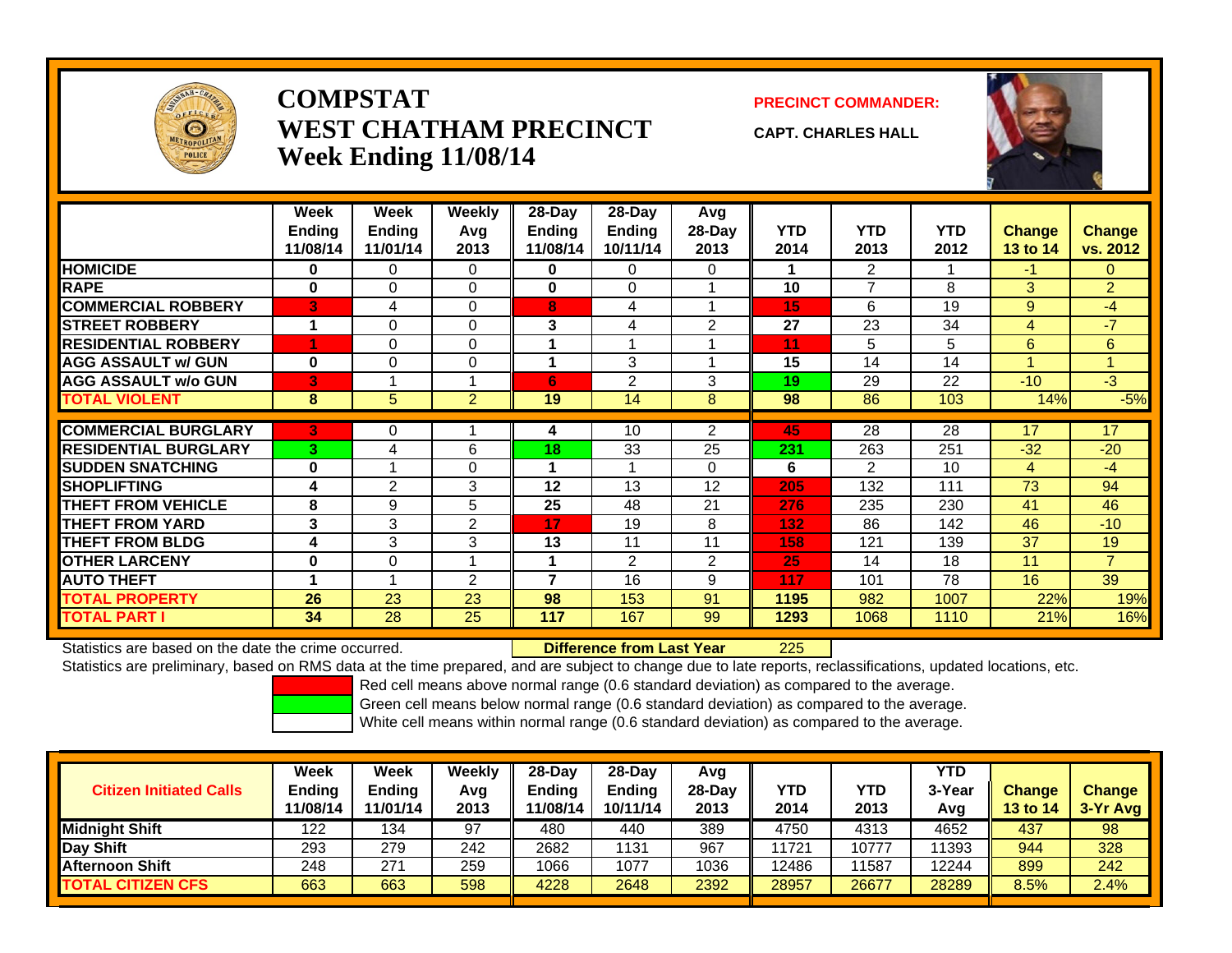# COMPSTAT
# WEST CHATHAM PRECINCT
## Week Ending 11/08/14

**PRECINCT COMMANDER:**

**CAPT. CHARLES HALL**

| | Week Ending 11/08/14 | Week Ending 11/01/14 | Weekly Avg 2013 | 28-Day Ending 11/08/14 | 28-Day Ending 10/11/14 | Avg 28-Day 2013 | YTD 2014 | YTD 2013 | YTD 2012 | Change 13 to 14 | Change vs. 2012 |
|---|---|---|---|---|---|---|---|---|---|---|---|
| **HOMICIDE** | 0 | 0 | 0 | 0 | 0 | 0 | 1 | 2 | 1 | -1 | 0 |
| **RAPE** | 0 | 0 | 0 | 0 | 0 | 1 | 10 | 7 | 8 | 3 | 2 |
| **COMMERCIAL ROBBERY** | 3 | 4 | 0 | 8 | 4 | 1 | 15 | 6 | 19 | 9 | -4 |
| **STREET ROBBERY** | 1 | 0 | 0 | 3 | 4 | 2 | 27 | 23 | 34 | 4 | -7 |
| **RESIDENTIAL ROBBERY** | 1 | 0 | 0 | 1 | 1 | 1 | 11 | 5 | 5 | 6 | 6 |
| **AGG ASSAULT w/ GUN** | 0 | 0 | 0 | 1 | 3 | 1 | 15 | 14 | 14 | 1 | 1 |
| **AGG ASSAULT w/o GUN** | 3 | 1 | 1 | 6 | 2 | 3 | 19 | 29 | 22 | -10 | -3 |
| **TOTAL VIOLENT** | 8 | 5 | 2 | 19 | 14 | 8 | 98 | 86 | 103 | 14% | -5% |
| **COMMERCIAL BURGLARY** | 3 | 0 | 1 | 4 | 10 | 2 | 45 | 28 | 28 | 17 | 17 |
| **RESIDENTIAL BURGLARY** | 3 | 4 | 6 | 18 | 33 | 25 | 231 | 263 | 251 | -32 | -20 |
| **SUDDEN SNATCHING** | 0 | 1 | 0 | 1 | 1 | 0 | 6 | 2 | 10 | 4 | -4 |
| **SHOPLIFTING** | 4 | 2 | 3 | 12 | 13 | 12 | 205 | 132 | 111 | 73 | 94 |
| **THEFT FROM VEHICLE** | 8 | 9 | 5 | 25 | 48 | 21 | 276 | 235 | 230 | 41 | 46 |
| **THEFT FROM YARD** | 3 | 3 | 2 | 17 | 19 | 8 | 132 | 86 | 142 | 46 | -10 |
| **THEFT FROM BLDG** | 4 | 3 | 3 | 13 | 11 | 11 | 158 | 121 | 139 | 37 | 19 |
| **OTHER LARCENY** | 0 | 0 | 1 | 1 | 2 | 2 | 25 | 14 | 18 | 11 | 7 |
| **AUTO THEFT** | 1 | 1 | 2 | 7 | 16 | 9 | 117 | 101 | 78 | 16 | 39 |
| **TOTAL PROPERTY** | 26 | 23 | 23 | 98 | 153 | 91 | 1195 | 982 | 1007 | 22% | 19% |
| **TOTAL PART I** | 34 | 28 | 25 | 117 | 167 | 99 | 1293 | 1068 | 1110 | 21% | 16% |

Statistics are based on the date the crime occurred. **Difference from Last Year** 225

Statistics are preliminary, based on RMS data at the time prepared, and are subject to change due to late reports, reclassifications, updated locations, etc.

Red cell means above normal range (0.6 standard deviation) as compared to the average.

Green cell means below normal range (0.6 standard deviation) as compared to the average.

White cell means within normal range (0.6 standard deviation) as compared to the average.

| Citizen Initiated Calls | Week Ending 11/08/14 | Week Ending 11/01/14 | Weekly Avg 2013 | 28-Day Ending 11/08/14 | 28-Day Ending 10/11/14 | Avg 28-Day 2013 | YTD 2014 | YTD 2013 | YTD 3-Year Avg | Change 13 to 14 | Change 3-Yr Avg |
|---|---|---|---|---|---|---|---|---|---|---|---|
| **Midnight Shift** | 122 | 134 | 97 | 480 | 440 | 389 | 4750 | 4313 | 4652 | 437 | 98 |
| **Day Shift** | 293 | 279 | 242 | 2682 | 1131 | 967 | 11721 | 10777 | 11393 | 944 | 328 |
| **Afternoon Shift** | 248 | 271 | 259 | 1066 | 1077 | 1036 | 12486 | 11587 | 12244 | 899 | 242 |
| **TOTAL CITIZEN CFS** | 663 | 663 | 598 | 4228 | 2648 | 2392 | 28957 | 26677 | 28289 | 8.5% | 2.4% |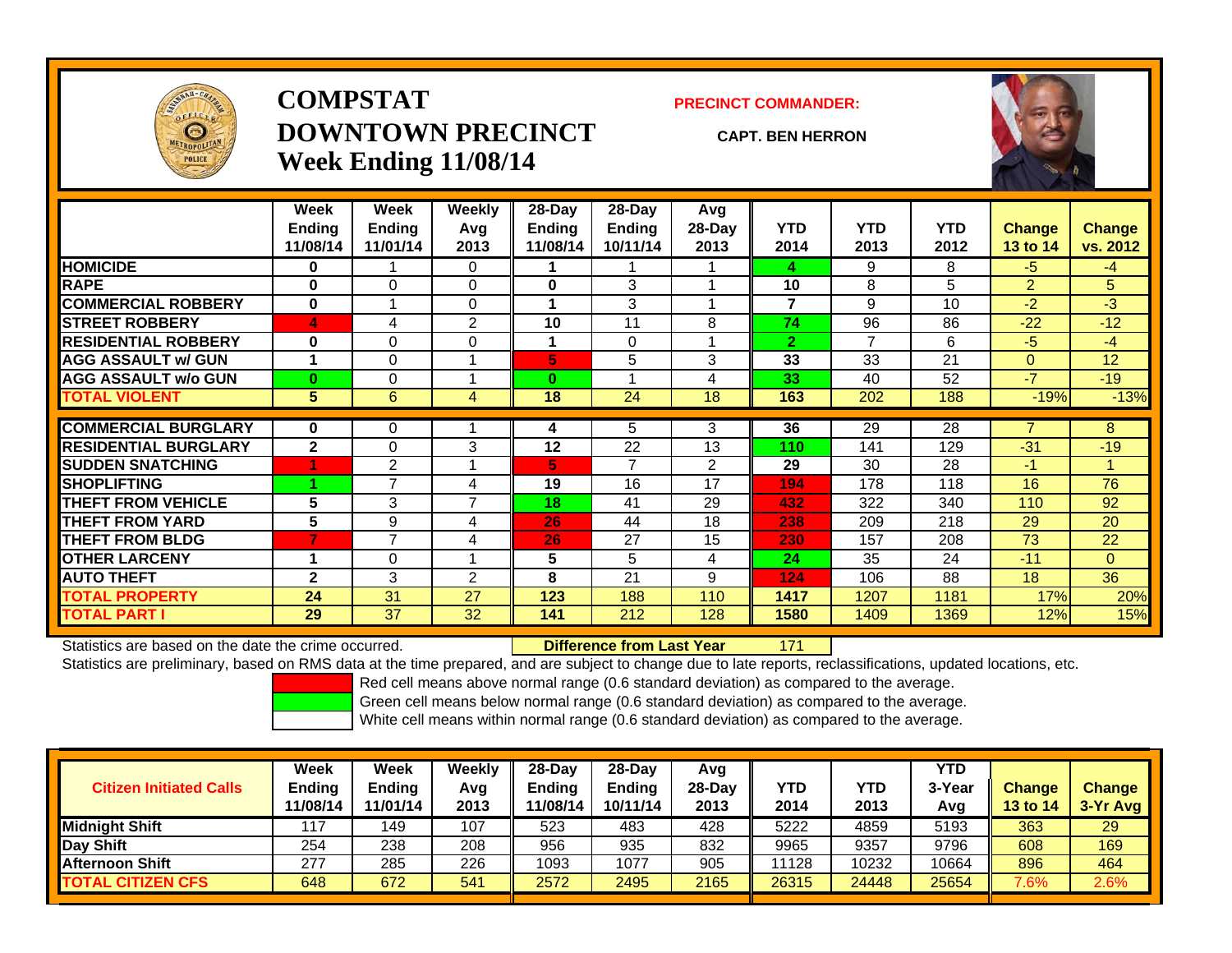# COMPSTAT
# DOWNTOWN PRECINCT
## Week Ending 11/08/14

**PRECINCT COMMANDER:**

**CAPT. BEN HERRON**

| | Week Ending 11/08/14 | Week Ending 11/01/14 | Weekly Avg 2013 | 28-Day Ending 11/08/14 | 28-Day Ending 10/11/14 | Avg 28-Day 2013 | YTD 2014 | YTD 2013 | YTD 2012 | Change 13 to 14 | Change vs. 2012 |
|---|---|---|---|---|---|---|---|---|---|---|---|
| **HOMICIDE** | 0 | 1 | 0 | 1 | 1 | 1 | 4 | 9 | 8 | -5 | -4 |
| **RAPE** | 0 | 0 | 0 | 0 | 3 | 1 | 10 | 8 | 5 | 2 | 5 |
| **COMMERCIAL ROBBERY** | 0 | 1 | 0 | 1 | 3 | 1 | 7 | 9 | 10 | -2 | -3 |
| **STREET ROBBERY** | 4 | 4 | 2 | 10 | 11 | 8 | 74 | 96 | 86 | -22 | -12 |
| **RESIDENTIAL ROBBERY** | 0 | 0 | 0 | 1 | 0 | 1 | 2 | 7 | 6 | -5 | -4 |
| **AGG ASSAULT w/ GUN** | 1 | 0 | 1 | 5 | 5 | 3 | 33 | 33 | 21 | 0 | 12 |
| **AGG ASSAULT w/o GUN** | 0 | 0 | 1 | 0 | 1 | 4 | 33 | 40 | 52 | -7 | -19 |
| **TOTAL VIOLENT** | 5 | 6 | 4 | 18 | 24 | 18 | 163 | 202 | 188 | -19% | -13% |
| **COMMERCIAL BURGLARY** | 0 | 0 | 1 | 4 | 5 | 3 | 36 | 29 | 28 | 7 | 8 |
| **RESIDENTIAL BURGLARY** | 2 | 0 | 3 | 12 | 22 | 13 | 110 | 141 | 129 | -31 | -19 |
| **SUDDEN SNATCHING** | 1 | 2 | 1 | 5 | 7 | 2 | 29 | 30 | 28 | -1 | 1 |
| **SHOPLIFTING** | 1 | 7 | 4 | 19 | 16 | 17 | 194 | 178 | 118 | 16 | 76 |
| **THEFT FROM VEHICLE** | 5 | 3 | 7 | 18 | 41 | 29 | 432 | 322 | 340 | 110 | 92 |
| **THEFT FROM YARD** | 5 | 9 | 4 | 26 | 44 | 18 | 238 | 209 | 218 | 29 | 20 |
| **THEFT FROM BLDG** | 7 | 7 | 4 | 26 | 27 | 15 | 230 | 157 | 208 | 73 | 22 |
| **OTHER LARCENY** | 1 | 0 | 1 | 5 | 5 | 4 | 24 | 35 | 24 | -11 | 0 |
| **AUTO THEFT** | 2 | 3 | 2 | 8 | 21 | 9 | 124 | 106 | 88 | 18 | 36 |
| **TOTAL PROPERTY** | 24 | 31 | 27 | 123 | 188 | 110 | 1417 | 1207 | 1181 | 17% | 20% |
| **TOTAL PART I** | 29 | 37 | 32 | 141 | 212 | 128 | 1580 | 1409 | 1369 | 12% | 15% |

Statistics are based on the date the crime occurred. **Difference from Last Year** 171

Statistics are preliminary, based on RMS data at the time prepared, and are subject to change due to late reports, reclassifications, updated locations, etc.

Red cell means above normal range (0.6 standard deviation) as compared to the average.
Green cell means below normal range (0.6 standard deviation) as compared to the average.
White cell means within normal range (0.6 standard deviation) as compared to the average.

| Citizen Initiated Calls | Week Ending 11/08/14 | Week Ending 11/01/14 | Weekly Avg 2013 | 28-Day Ending 11/08/14 | 28-Day Ending 10/11/14 | Avg 28-Day 2013 | YTD 2014 | YTD 2013 | YTD 3-Year Avg | Change 13 to 14 | Change 3-Yr Avg |
|---|---|---|---|---|---|---|---|---|---|---|---|
| **Midnight Shift** | 117 | 149 | 107 | 523 | 483 | 428 | 5222 | 4859 | 5193 | 363 | 29 |
| **Day Shift** | 254 | 238 | 208 | 956 | 935 | 832 | 9965 | 9357 | 9796 | 608 | 169 |
| **Afternoon Shift** | 277 | 285 | 226 | 1093 | 1077 | 905 | 11128 | 10232 | 10664 | 896 | 464 |
| **TOTAL CITIZEN CFS** | 648 | 672 | 541 | 2572 | 2495 | 2165 | 26315 | 24448 | 25654 | 7.6% | 2.6% |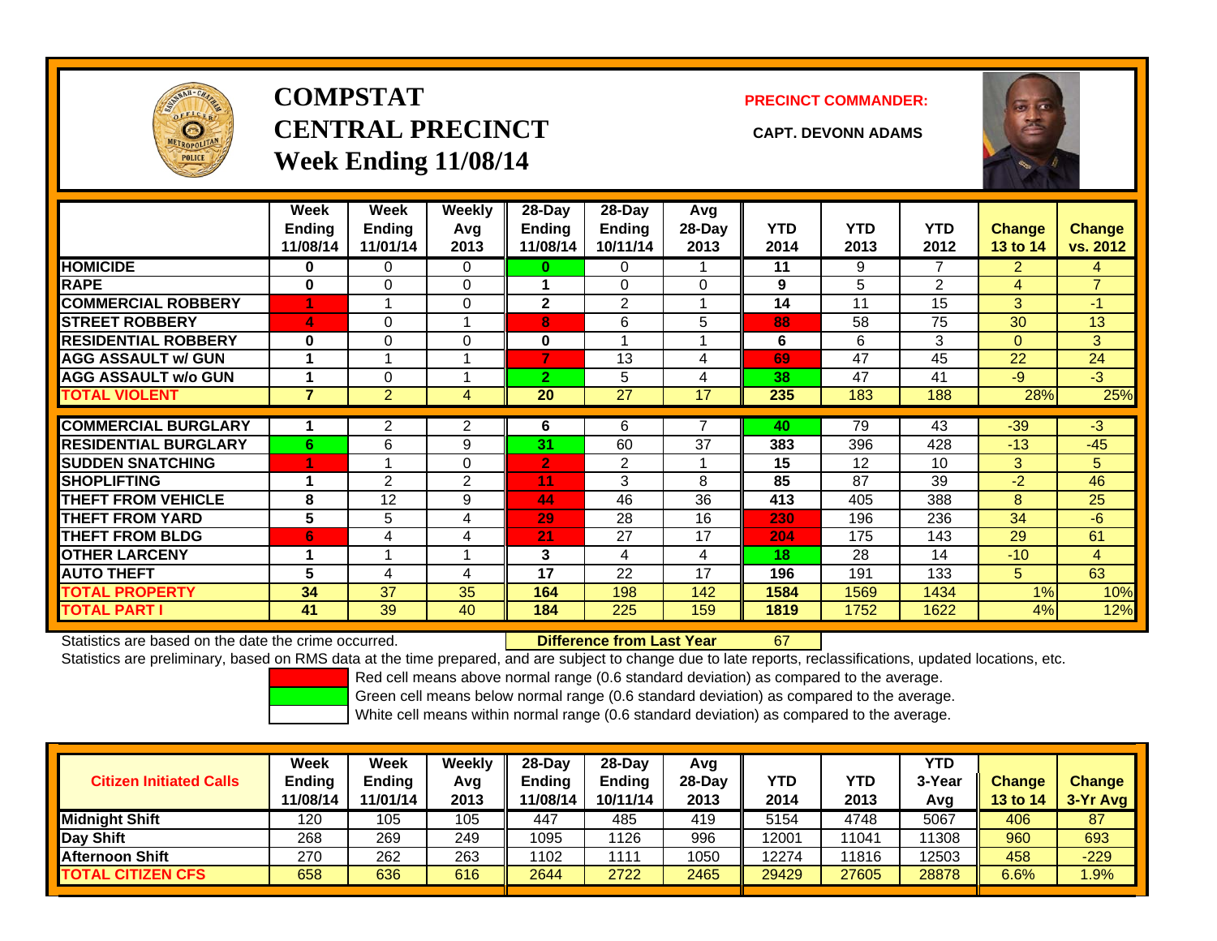# COMPSTAT CENTRAL PRECINCT
## Week Ending 11/08/14

**PRECINCT COMMANDER:**

**CAPT. DEVONN ADAMS**

| | Week Ending 11/08/14 | Week Ending 11/01/14 | Weekly Avg 2013 | 28-Day Ending 11/08/14 | 28-Day Ending 10/11/14 | Avg 28-Day 2013 | YTD 2014 | YTD 2013 | YTD 2012 | Change 13 to 14 | Change vs. 2012 |
|---|---|---|---|---|---|---|---|---|---|---|---|
| HOMICIDE | 0 | 0 | 0 | 0 | 0 | 1 | 11 | 9 | 7 | 2 | 4 |
| RAPE | 0 | 0 | 0 | 1 | 0 | 0 | 9 | 5 | 2 | 4 | 7 |
| COMMERCIAL ROBBERY | 1 | 1 | 0 | 2 | 2 | 1 | 14 | 11 | 15 | 3 | -1 |
| STREET ROBBERY | 4 | 0 | 1 | 8 | 6 | 5 | 88 | 58 | 75 | 30 | 13 |
| RESIDENTIAL ROBBERY | 0 | 0 | 0 | 0 | 1 | 1 | 6 | 6 | 3 | 0 | 3 |
| AGG ASSAULT w/ GUN | 1 | 1 | 1 | 7 | 13 | 4 | 69 | 47 | 45 | 22 | 24 |
| AGG ASSAULT w/o GUN | 1 | 0 | 1 | 2 | 5 | 4 | 38 | 47 | 41 | -9 | -3 |
| TOTAL VIOLENT | 7 | 2 | 4 | 20 | 27 | 17 | 235 | 183 | 188 | 28% | 25% |
| COMMERCIAL BURGLARY | 1 | 2 | 2 | 6 | 6 | 7 | 40 | 79 | 43 | -39 | -3 |
| RESIDENTIAL BURGLARY | 6 | 6 | 9 | 31 | 60 | 37 | 383 | 396 | 428 | -13 | -45 |
| SUDDEN SNATCHING | 1 | 1 | 0 | 2 | 2 | 1 | 15 | 12 | 10 | 3 | 5 |
| SHOPLIFTING | 1 | 2 | 2 | 11 | 3 | 8 | 85 | 87 | 39 | -2 | 46 |
| THEFT FROM VEHICLE | 8 | 12 | 9 | 44 | 46 | 36 | 413 | 405 | 388 | 8 | 25 |
| THEFT FROM YARD | 5 | 5 | 4 | 29 | 28 | 16 | 230 | 196 | 236 | 34 | -6 |
| THEFT FROM BLDG | 6 | 4 | 4 | 21 | 27 | 17 | 204 | 175 | 143 | 29 | 61 |
| OTHER LARCENY | 1 | 1 | 1 | 3 | 4 | 4 | 18 | 28 | 14 | -10 | 4 |
| AUTO THEFT | 5 | 4 | 4 | 17 | 22 | 17 | 196 | 191 | 133 | 5 | 63 |
| TOTAL PROPERTY | 34 | 37 | 35 | 164 | 198 | 142 | 1584 | 1569 | 1434 | 1% | 10% |
| TOTAL PART I | 41 | 39 | 40 | 184 | 225 | 159 | 1819 | 1752 | 1622 | 4% | 12% |

Statistics are based on the date the crime occurred. **Difference from Last Year** 67

Statistics are preliminary, based on RMS data at the time prepared, and are subject to change due to late reports, reclassifications, updated locations, etc.

Red cell means above normal range (0.6 standard deviation) as compared to the average.
Green cell means below normal range (0.6 standard deviation) as compared to the average.
White cell means within normal range (0.6 standard deviation) as compared to the average.

| Citizen Initiated Calls | Week Ending 11/08/14 | Week Ending 11/01/14 | Weekly Avg 2013 | 28-Day Ending 11/08/14 | 28-Day Ending 10/11/14 | Avg 28-Day 2013 | YTD 2014 | YTD 2013 | YTD 3-Year Avg | Change 13 to 14 | Change 3-Yr Avg |
|---|---|---|---|---|---|---|---|---|---|---|---|
| Midnight Shift | 120 | 105 | 105 | 447 | 485 | 419 | 5154 | 4748 | 5067 | 406 | 87 |
| Day Shift | 268 | 269 | 249 | 1095 | 1126 | 996 | 12001 | 11041 | 11308 | 960 | 693 |
| Afternoon Shift | 270 | 262 | 263 | 1102 | 1111 | 1050 | 12274 | 11816 | 12503 | 458 | -229 |
| TOTAL CITIZEN CFS | 658 | 636 | 616 | 2644 | 2722 | 2465 | 29429 | 27605 | 28878 | 6.6% | 1.9% |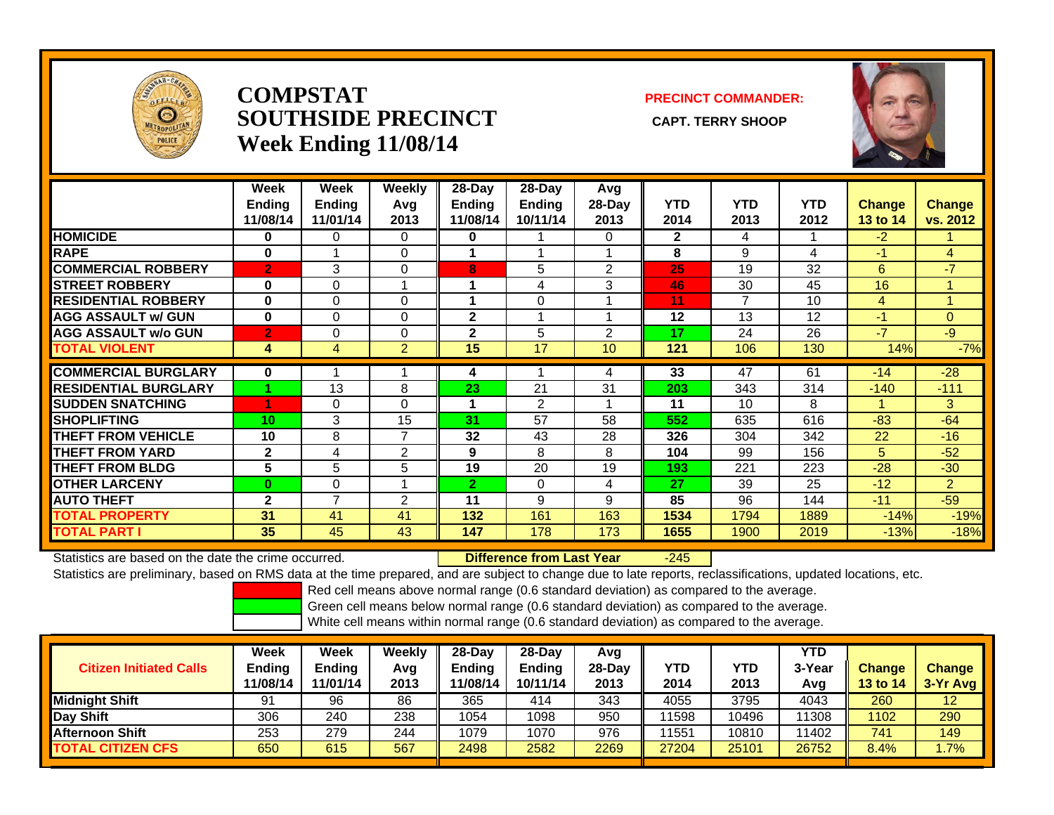# COMPSTAT
# SOUTHSIDE PRECINCT
## Week Ending 11/08/14

**PRECINCT COMMANDER:**

**CAPT. TERRY SHOOP**

| | Week Ending 11/08/14 | Week Ending 11/01/14 | Weekly Avg 2013 | 28-Day Ending 11/08/14 | 28-Day Ending 10/11/14 | Avg 28-Day 2013 | YTD 2014 | YTD 2013 | YTD 2012 | Change 13 to 14 | Change vs. 2012 |
|---|---|---|---|---|---|---|---|---|---|---|---|
| **HOMICIDE** | 0 | 0 | 0 | 0 | 1 | 0 | 2 | 4 | 1 | -2 | 1 |
| **RAPE** | 0 | 1 | 0 | 1 | 1 | 1 | 8 | 9 | 4 | -1 | 4 |
| **COMMERCIAL ROBBERY** | 2 | 3 | 0 | 8 | 5 | 2 | 25 | 19 | 32 | 6 | -7 |
| **STREET ROBBERY** | 0 | 0 | 1 | 1 | 4 | 3 | 46 | 30 | 45 | 16 | 1 |
| **RESIDENTIAL ROBBERY** | 0 | 0 | 0 | 1 | 0 | 1 | 11 | 7 | 10 | 4 | 1 |
| **AGG ASSAULT w/ GUN** | 0 | 0 | 0 | 2 | 1 | 1 | 12 | 13 | 12 | -1 | 0 |
| **AGG ASSAULT w/o GUN** | 2 | 0 | 0 | 2 | 5 | 2 | 17 | 24 | 26 | -7 | -9 |
| **TOTAL VIOLENT** | 4 | 4 | 2 | 15 | 17 | 10 | 121 | 106 | 130 | 14% | -7% |
| **COMMERCIAL BURGLARY** | 0 | 1 | 1 | 4 | 1 | 4 | 33 | 47 | 61 | -14 | -28 |
| **RESIDENTIAL BURGLARY** | 1 | 13 | 8 | 23 | 21 | 31 | 203 | 343 | 314 | -140 | -111 |
| **SUDDEN SNATCHING** | 1 | 0 | 0 | 1 | 2 | 1 | 11 | 10 | 8 | 1 | 3 |
| **SHOPLIFTING** | 10 | 3 | 15 | 31 | 57 | 58 | 552 | 635 | 616 | -83 | -64 |
| **THEFT FROM VEHICLE** | 10 | 8 | 7 | 32 | 43 | 28 | 326 | 304 | 342 | 22 | -16 |
| **THEFT FROM YARD** | 2 | 4 | 2 | 9 | 8 | 8 | 104 | 99 | 156 | 5 | -52 |
| **THEFT FROM BLDG** | 5 | 5 | 5 | 19 | 20 | 19 | 193 | 221 | 223 | -28 | -30 |
| **OTHER LARCENY** | 0 | 0 | 1 | 2 | 0 | 4 | 27 | 39 | 25 | -12 | 2 |
| **AUTO THEFT** | 2 | 7 | 2 | 11 | 9 | 9 | 85 | 96 | 144 | -11 | -59 |
| **TOTAL PROPERTY** | 31 | 41 | 41 | 132 | 161 | 163 | 1534 | 1794 | 1889 | -14% | -19% |
| **TOTAL PART I** | 35 | 45 | 43 | 147 | 178 | 173 | 1655 | 1900 | 2019 | -13% | -18% |

Statistics are based on the date the crime occurred. **Difference from Last Year** -245

Statistics are preliminary, based on RMS data at the time prepared, and are subject to change due to late reports, reclassifications, updated locations, etc.

Red cell means above normal range (0.6 standard deviation) as compared to the average.
Green cell means below normal range (0.6 standard deviation) as compared to the average.
White cell means within normal range (0.6 standard deviation) as compared to the average.

| Citizen Initiated Calls | Week Ending 11/08/14 | Week Ending 11/01/14 | Weekly Avg 2013 | 28-Day Ending 11/08/14 | 28-Day Ending 10/11/14 | Avg 28-Day 2013 | YTD 2014 | YTD 2013 | YTD 3-Year Avg | Change 13 to 14 | Change 3-Yr Avg |
|---|---|---|---|---|---|---|---|---|---|---|---|
| **Midnight Shift** | 91 | 96 | 86 | 365 | 414 | 343 | 4055 | 3795 | 4043 | 260 | 12 |
| **Day Shift** | 306 | 240 | 238 | 1054 | 1098 | 950 | 11598 | 10496 | 11308 | 1102 | 290 |
| **Afternoon Shift** | 253 | 279 | 244 | 1079 | 1070 | 976 | 11551 | 10810 | 11402 | 741 | 149 |
| **TOTAL CITIZEN CFS** | 650 | 615 | 567 | 2498 | 2582 | 2269 | 27204 | 25101 | 26752 | 8.4% | 1.7% |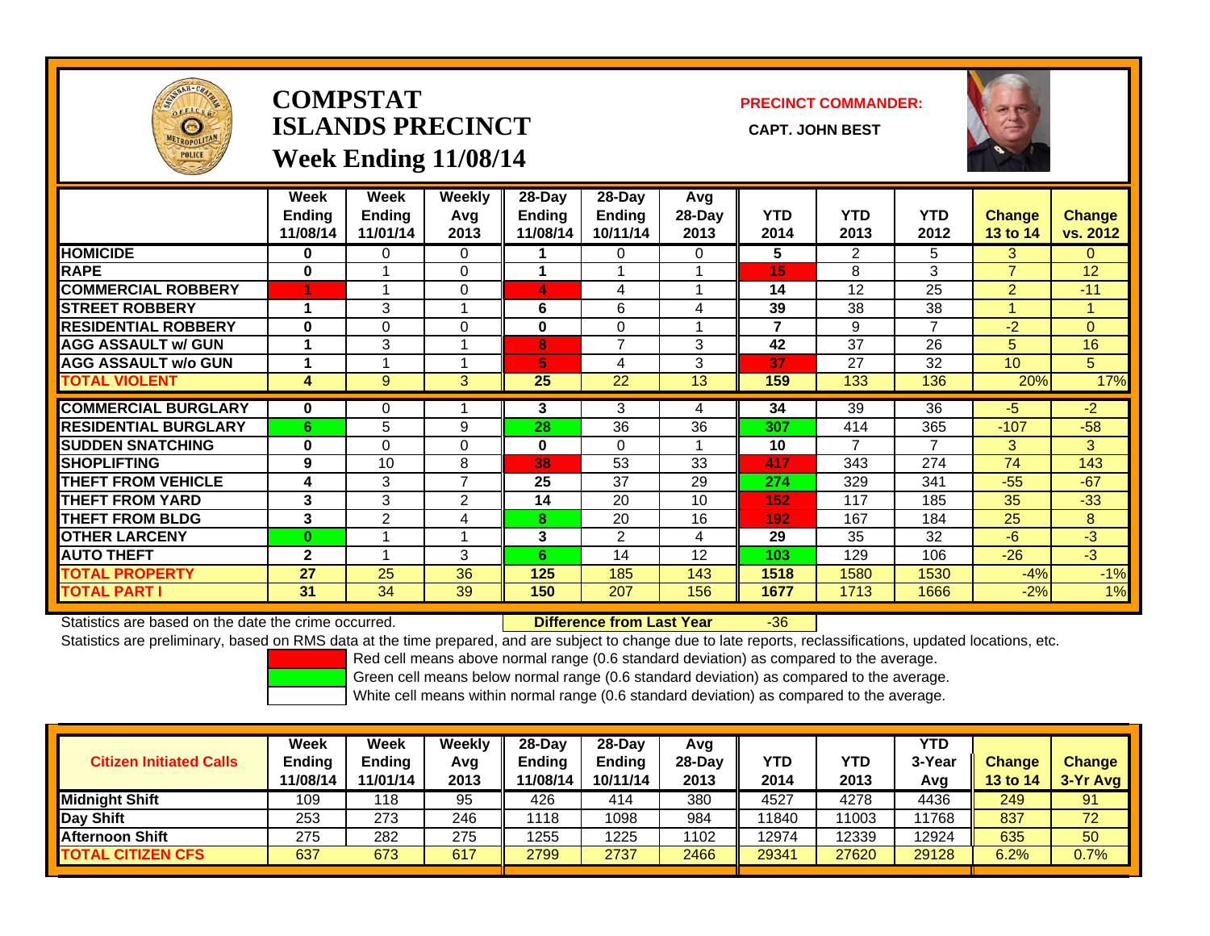# COMPSTAT
# ISLANDS PRECINCT
## Week Ending 11/08/14

**PRECINCT COMMANDER:**

**CAPT. JOHN BEST**

| | Week Ending 11/08/14 | Week Ending 11/01/14 | Weekly Avg 2013 | 28-Day Ending 11/08/14 | 28-Day Ending 10/11/14 | Avg 28-Day 2013 | YTD 2014 | YTD 2013 | YTD 2012 | Change 13 to 14 | Change vs. 2012 |
|---|---|---|---|---|---|---|---|---|---|---|---|
| HOMICIDE | 0 | 0 | 0 | 1 | 0 | 0 | 5 | 2 | 5 | 3 | 0 |
| RAPE | 0 | 1 | 0 | 1 | 1 | 1 | 15 | 8 | 3 | 7 | 12 |
| COMMERCIAL ROBBERY | 1 | 1 | 0 | 4 | 4 | 1 | 14 | 12 | 25 | 2 | -11 |
| STREET ROBBERY | 1 | 3 | 1 | 6 | 6 | 4 | 39 | 38 | 38 | 1 | 1 |
| RESIDENTIAL ROBBERY | 0 | 0 | 0 | 0 | 0 | 1 | 7 | 9 | 7 | -2 | 0 |
| AGG ASSAULT w/ GUN | 1 | 3 | 1 | 8 | 7 | 3 | 42 | 37 | 26 | 5 | 16 |
| AGG ASSAULT w/o GUN | 1 | 1 | 1 | 5 | 4 | 3 | 37 | 27 | 32 | 10 | 5 |
| TOTAL VIOLENT | 4 | 9 | 3 | 25 | 22 | 13 | 159 | 133 | 136 | 20% | 17% |
| COMMERCIAL BURGLARY | 0 | 0 | 1 | 3 | 3 | 4 | 34 | 39 | 36 | -5 | -2 |
| RESIDENTIAL BURGLARY | 6 | 5 | 9 | 28 | 36 | 36 | 307 | 414 | 365 | -107 | -58 |
| SUDDEN SNATCHING | 0 | 0 | 0 | 0 | 0 | 1 | 10 | 7 | 7 | 3 | 3 |
| SHOPLIFTING | 9 | 10 | 8 | 38 | 53 | 33 | 417 | 343 | 274 | 74 | 143 |
| THEFT FROM VEHICLE | 4 | 3 | 7 | 25 | 37 | 29 | 274 | 329 | 341 | -55 | -67 |
| THEFT FROM YARD | 3 | 3 | 2 | 14 | 20 | 10 | 152 | 117 | 185 | 35 | -33 |
| THEFT FROM BLDG | 3 | 2 | 4 | 8 | 20 | 16 | 192 | 167 | 184 | 25 | 8 |
| OTHER LARCENY | 0 | 1 | 1 | 3 | 2 | 4 | 29 | 35 | 32 | -6 | -3 |
| AUTO THEFT | 2 | 1 | 3 | 6 | 14 | 12 | 103 | 129 | 106 | -26 | -3 |
| TOTAL PROPERTY | 27 | 25 | 36 | 125 | 185 | 143 | 1518 | 1580 | 1530 | -4% | -1% |
| TOTAL PART I | 31 | 34 | 39 | 150 | 207 | 156 | 1677 | 1713 | 1666 | -2% | 1% |

Statistics are based on the date the crime occurred. **Difference from Last Year** -36

Statistics are preliminary, based on RMS data at the time prepared, and are subject to change due to late reports, reclassifications, updated locations, etc.

Red cell means above normal range (0.6 standard deviation) as compared to the average.

Green cell means below normal range (0.6 standard deviation) as compared to the average.

White cell means within normal range (0.6 standard deviation) as compared to the average.

| Citizen Initiated Calls | Week Ending 11/08/14 | Week Ending 11/01/14 | Weekly Avg 2013 | 28-Day Ending 11/08/14 | 28-Day Ending 10/11/14 | Avg 28-Day 2013 | YTD 2014 | YTD 2013 | YTD 3-Year Avg | Change 13 to 14 | Change 3-Yr Avg |
|---|---|---|---|---|---|---|---|---|---|---|---|
| Midnight Shift | 109 | 118 | 95 | 426 | 414 | 380 | 4527 | 4278 | 4436 | 249 | 91 |
| Day Shift | 253 | 273 | 246 | 1118 | 1098 | 984 | 11840 | 11003 | 11768 | 837 | 72 |
| Afternoon Shift | 275 | 282 | 275 | 1255 | 1225 | 1102 | 12974 | 12339 | 12924 | 635 | 50 |
| TOTAL CITIZEN CFS | 637 | 673 | 617 | 2799 | 2737 | 2466 | 29341 | 27620 | 29128 | 6.2% | 0.7% |